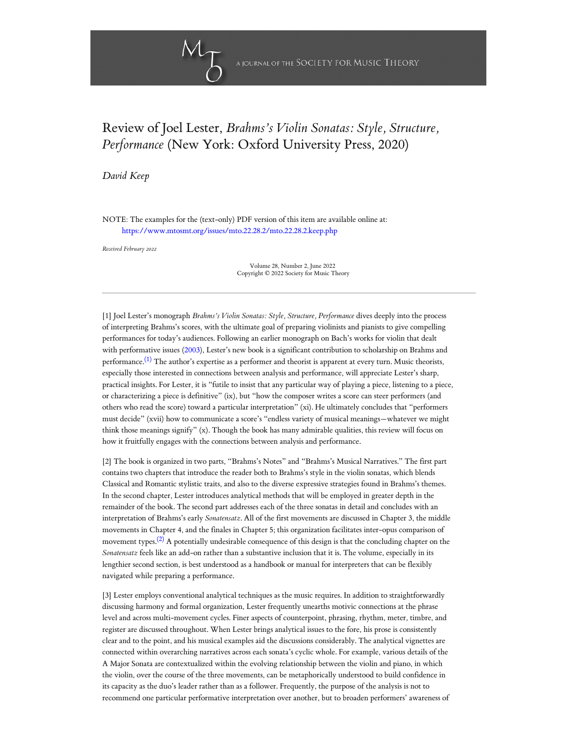# Review of Joel Lester, *Brahms's Violin Sonatas: Style, Structure, Performance* (New York: Oxford University Press, 2020)

*David Keep*

NOTE: The examples for the (text-only) PDF version of this item are available online at:
https://www.mtosmt.org/issues/mto.22.28.2/mto.22.28.2.keep.php

*Received February 2022*

Volume 28, Number 2, June 2022
Copyright © 2022 Society for Music Theory

---

[1] Joel Lester's monograph *Brahms's Violin Sonatas: Style, Structure, Performance* dives deeply into the process of interpreting Brahms's scores, with the ultimate goal of preparing violinists and pianists to give compelling performances for today's audiences. Following an earlier monograph on Bach's works for violin that dealt with performative issues (2003), Lester's new book is a significant contribution to scholarship on Brahms and performance.[1] The author's expertise as a performer and theorist is apparent at every turn. Music theorists, especially those interested in connections between analysis and performance, will appreciate Lester's sharp, practical insights. For Lester, it is "futile to insist that any particular way of playing a piece, listening to a piece, or characterizing a piece is definitive" (ix), but "how the composer writes a score can steer performers (and others who read the score) toward a particular interpretation" (xi). He ultimately concludes that "performers must decide" (xvii) how to communicate a score's "endless variety of musical meanings—whatever we might think those meanings signify" (x). Though the book has many admirable qualities, this review will focus on how it fruitfully engages with the connections between analysis and performance.

[2] The book is organized in two parts, "Brahms's Notes" and "Brahms's Musical Narratives." The first part contains two chapters that introduce the reader both to Brahms's style in the violin sonatas, which blends Classical and Romantic stylistic traits, and also to the diverse expressive strategies found in Brahms's themes. In the second chapter, Lester introduces analytical methods that will be employed in greater depth in the remainder of the book. The second part addresses each of the three sonatas in detail and concludes with an interpretation of Brahms's early *Sonatensatz*. All of the first movements are discussed in Chapter 3, the middle movements in Chapter 4, and the finales in Chapter 5; this organization facilitates inter-opus comparison of movement types.[2] A potentially undesirable consequence of this design is that the concluding chapter on the *Sonatensatz* feels like an add-on rather than a substantive inclusion that it is. The volume, especially in its lengthier second section, is best understood as a handbook or manual for interpreters that can be flexibly navigated while preparing a performance.

[3] Lester employs conventional analytical techniques as the music requires. In addition to straightforwardly discussing harmony and formal organization, Lester frequently unearths motivic connections at the phrase level and across multi-movement cycles. Finer aspects of counterpoint, phrasing, rhythm, meter, timbre, and register are discussed throughout. When Lester brings analytical issues to the fore, his prose is consistently clear and to the point, and his musical examples aid the discussions considerably. The analytical vignettes are connected within overarching narratives across each sonata's cyclic whole. For example, various details of the A Major Sonata are contextualized within the evolving relationship between the violin and piano, in which the violin, over the course of the three movements, can be metaphorically understood to build confidence in its capacity as the duo's leader rather than as a follower. Frequently, the purpose of the analysis is not to recommend one particular performative interpretation over another, but to broaden performers' awareness of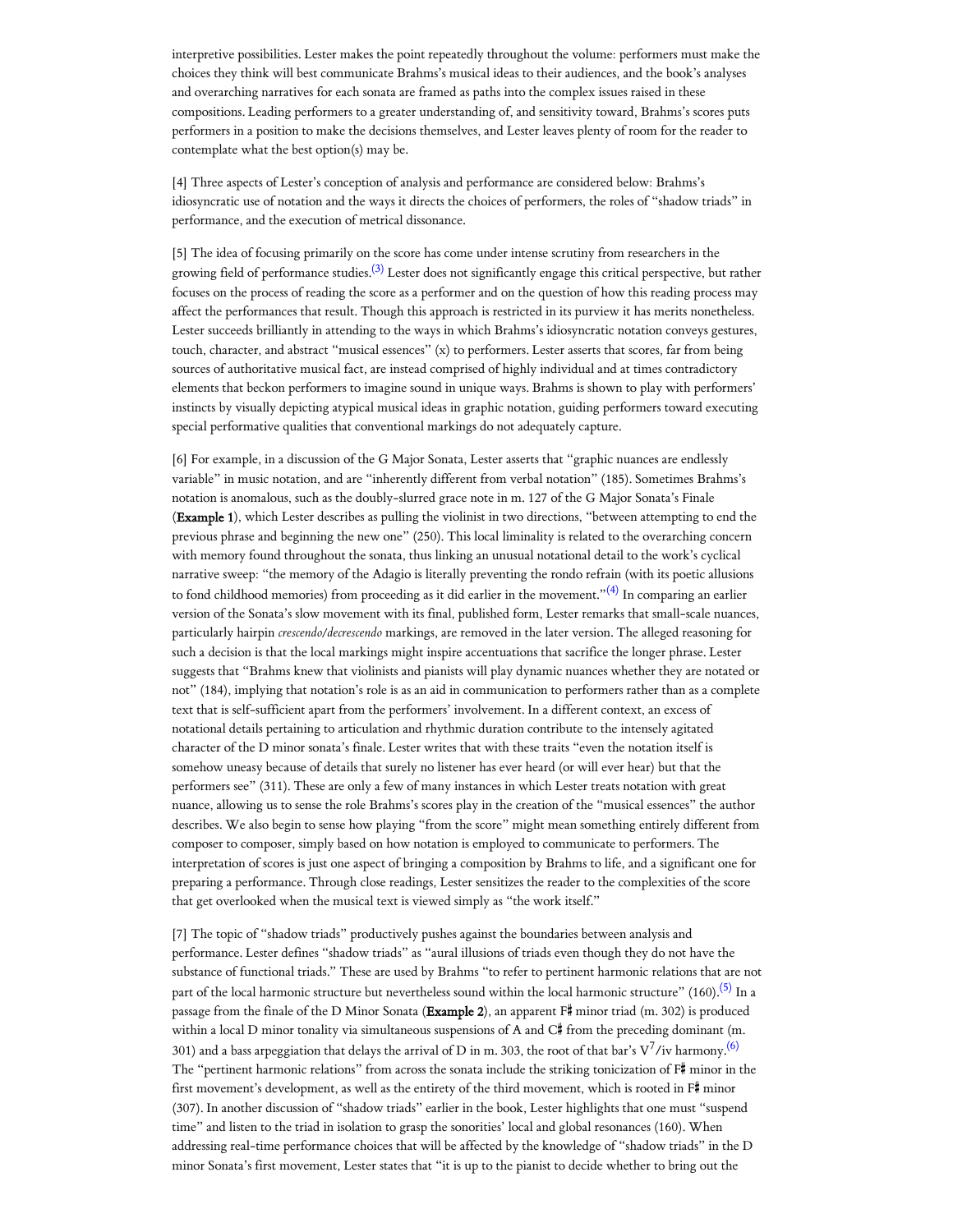interpretive possibilities. Lester makes the point repeatedly throughout the volume: performers must make the choices they think will best communicate Brahms's musical ideas to their audiences, and the book's analyses and overarching narratives for each sonata are framed as paths into the complex issues raised in these compositions. Leading performers to a greater understanding of, and sensitivity toward, Brahms's scores puts performers in a position to make the decisions themselves, and Lester leaves plenty of room for the reader to contemplate what the best option(s) may be.

[4] Three aspects of Lester's conception of analysis and performance are considered below: Brahms's idiosyncratic use of notation and the ways it directs the choices of performers, the roles of "shadow triads" in performance, and the execution of metrical dissonance.

[5] The idea of focusing primarily on the score has come under intense scrutiny from researchers in the growing field of performance studies.(3) Lester does not significantly engage this critical perspective, but rather focuses on the process of reading the score as a performer and on the question of how this reading process may affect the performances that result. Though this approach is restricted in its purview it has merits nonetheless. Lester succeeds brilliantly in attending to the ways in which Brahms's idiosyncratic notation conveys gestures, touch, character, and abstract "musical essences" (x) to performers. Lester asserts that scores, far from being sources of authoritative musical fact, are instead comprised of highly individual and at times contradictory elements that beckon performers to imagine sound in unique ways. Brahms is shown to play with performers' instincts by visually depicting atypical musical ideas in graphic notation, guiding performers toward executing special performative qualities that conventional markings do not adequately capture.

[6] For example, in a discussion of the G Major Sonata, Lester asserts that "graphic nuances are endlessly variable" in music notation, and are "inherently different from verbal notation" (185). Sometimes Brahms's notation is anomalous, such as the doubly-slurred grace note in m. 127 of the G Major Sonata's Finale (**Example 1**), which Lester describes as pulling the violinist in two directions, "between attempting to end the previous phrase and beginning the new one" (250). This local liminality is related to the overarching concern with memory found throughout the sonata, thus linking an unusual notational detail to the work's cyclical narrative sweep: "the memory of the Adagio is literally preventing the rondo refrain (with its poetic allusions to fond childhood memories) from proceeding as it did earlier in the movement."(4) In comparing an earlier version of the Sonata's slow movement with its final, published form, Lester remarks that small-scale nuances, particularly hairpin *crescendo/decrescendo* markings, are removed in the later version. The alleged reasoning for such a decision is that the local markings might inspire accentuations that sacrifice the longer phrase. Lester suggests that "Brahms knew that violinists and pianists will play dynamic nuances whether they are notated or not" (184), implying that notation's role is as an aid in communication to performers rather than as a complete text that is self-sufficient apart from the performers' involvement. In a different context, an excess of notational details pertaining to articulation and rhythmic duration contribute to the intensely agitated character of the D minor sonata's finale. Lester writes that with these traits "even the notation itself is somehow uneasy because of details that surely no listener has ever heard (or will ever hear) but that the performers see" (311). These are only a few of many instances in which Lester treats notation with great nuance, allowing us to sense the role Brahms's scores play in the creation of the "musical essences" the author describes. We also begin to sense how playing "from the score" might mean something entirely different from composer to composer, simply based on how notation is employed to communicate to performers. The interpretation of scores is just one aspect of bringing a composition by Brahms to life, and a significant one for preparing a performance. Through close readings, Lester sensitizes the reader to the complexities of the score that get overlooked when the musical text is viewed simply as "the work itself."

[7] The topic of "shadow triads" productively pushes against the boundaries between analysis and performance. Lester defines "shadow triads" as "aural illusions of triads even though they do not have the substance of functional triads." These are used by Brahms "to refer to pertinent harmonic relations that are not part of the local harmonic structure but nevertheless sound within the local harmonic structure" (160).(5) In a passage from the finale of the D Minor Sonata (**Example 2**), an apparent F♯ minor triad (m. 302) is produced within a local D minor tonality via simultaneous suspensions of A and C♯ from the preceding dominant (m. 301) and a bass arpeggiation that delays the arrival of D in m. 303, the root of that bar's $V^7$/iv harmony.(6) The "pertinent harmonic relations" from across the sonata include the striking tonicization of F♯ minor in the first movement's development, as well as the entirety of the third movement, which is rooted in F♯ minor (307). In another discussion of "shadow triads" earlier in the book, Lester highlights that one must "suspend time" and listen to the triad in isolation to grasp the sonorities' local and global resonances (160). When addressing real-time performance choices that will be affected by the knowledge of "shadow triads" in the D minor Sonata's first movement, Lester states that "it is up to the pianist to decide whether to bring out the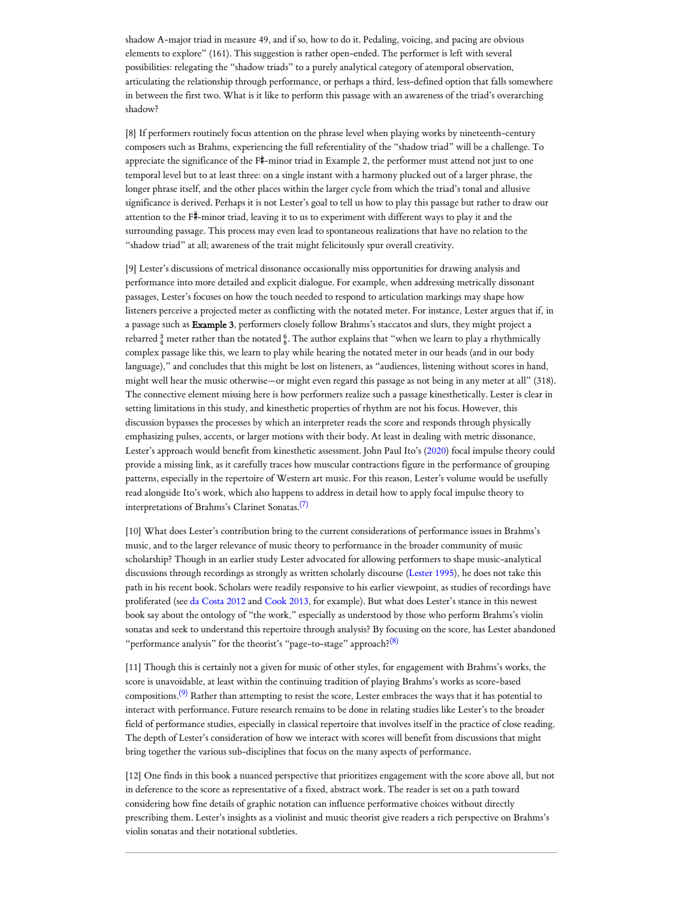shadow A-major triad in measure 49, and if so, how to do it. Pedaling, voicing, and pacing are obvious elements to explore" (161). This suggestion is rather open-ended. The performer is left with several possibilities: relegating the "shadow triads" to a purely analytical category of atemporal observation, articulating the relationship through performance, or perhaps a third, less-defined option that falls somewhere in between the first two. What is it like to perform this passage with an awareness of the triad's overarching shadow?

[8] If performers routinely focus attention on the phrase level when playing works by nineteenth-century composers such as Brahms, experiencing the full referentiality of the "shadow triad" will be a challenge. To appreciate the significance of the F♯-minor triad in Example 2, the performer must attend not just to one temporal level but to at least three: on a single instant with a harmony plucked out of a larger phrase, the longer phrase itself, and the other places within the larger cycle from which the triad's tonal and allusive significance is derived. Perhaps it is not Lester's goal to tell us how to play this passage but rather to draw our attention to the F♯-minor triad, leaving it to us to experiment with different ways to play it and the surrounding passage. This process may even lead to spontaneous realizations that have no relation to the "shadow triad" at all; awareness of the trait might felicitously spur overall creativity.

[9] Lester's discussions of metrical dissonance occasionally miss opportunities for drawing analysis and performance into more detailed and explicit dialogue. For example, when addressing metrically dissonant passages, Lester's focuses on how the touch needed to respond to articulation markings may shape how listeners perceive a projected meter as conflicting with the notated meter. For instance, Lester argues that if, in a passage such as **Example 3**, performers closely follow Brahms's staccatos and slurs, they might project a rebarred $\frac{3}{4}$ meter rather than the notated $\frac{6}{8}$. The author explains that "when we learn to play a rhythmically complex passage like this, we learn to play while hearing the notated meter in our heads (and in our body language)," and concludes that this might be lost on listeners, as "audiences, listening without scores in hand, might well hear the music otherwise—or might even regard this passage as not being in any meter at all" (318). The connective element missing here is how performers realize such a passage kinesthetically. Lester is clear in setting limitations in this study, and kinesthetic properties of rhythm are not his focus. However, this discussion bypasses the processes by which an interpreter reads the score and responds through physically emphasizing pulses, accents, or larger motions with their body. At least in dealing with metric dissonance, Lester's approach would benefit from kinesthetic assessment. John Paul Ito's (2020) focal impulse theory could provide a missing link, as it carefully traces how muscular contractions figure in the performance of grouping patterns, especially in the repertoire of Western art music. For this reason, Lester's volume would be usefully read alongside Ito's work, which also happens to address in detail how to apply focal impulse theory to interpretations of Brahms's Clarinet Sonatas.[7]

[10] What does Lester's contribution bring to the current considerations of performance issues in Brahms's music, and to the larger relevance of music theory to performance in the broader community of music scholarship? Though in an earlier study Lester advocated for allowing performers to shape music-analytical discussions through recordings as strongly as written scholarly discourse (Lester 1995), he does not take this path in his recent book. Scholars were readily responsive to his earlier viewpoint, as studies of recordings have proliferated (see da Costa 2012 and Cook 2013, for example). But what does Lester's stance in this newest book say about the ontology of "the work," especially as understood by those who perform Brahms's violin sonatas and seek to understand this repertoire through analysis? By focusing on the score, has Lester abandoned "performance analysis" for the theorist's "page-to-stage" approach?[8]

[11] Though this is certainly not a given for music of other styles, for engagement with Brahms's works, the score is unavoidable, at least within the continuing tradition of playing Brahms's works as score-based compositions.[9] Rather than attempting to resist the score, Lester embraces the ways that it has potential to interact with performance. Future research remains to be done in relating studies like Lester's to the broader field of performance studies, especially in classical repertoire that involves itself in the practice of close reading. The depth of Lester's consideration of how we interact with scores will benefit from discussions that might bring together the various sub-disciplines that focus on the many aspects of performance.

[12] One finds in this book a nuanced perspective that prioritizes engagement with the score above all, but not in deference to the score as representative of a fixed, abstract work. The reader is set on a path toward considering how fine details of graphic notation can influence performative choices without directly prescribing them. Lester's insights as a violinist and music theorist give readers a rich perspective on Brahms's violin sonatas and their notational subtleties.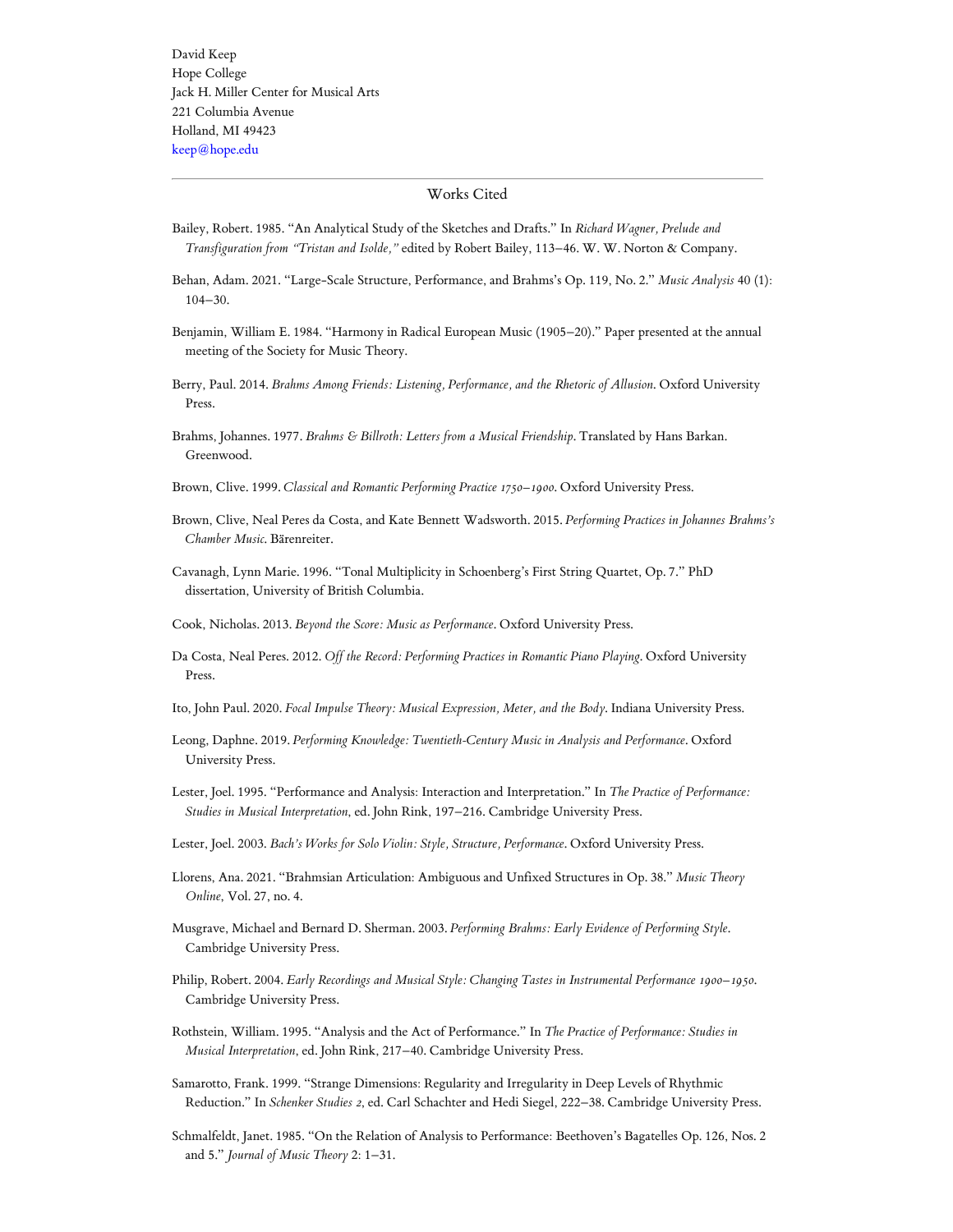David Keep
Hope College
Jack H. Miller Center for Musical Arts
221 Columbia Avenue
Holland, MI 49423
keep@hope.edu

---

## Works Cited

Bailey, Robert. 1985. "An Analytical Study of the Sketches and Drafts." In *Richard Wagner, Prelude and Transfiguration from "Tristan and Isolde,"* edited by Robert Bailey, 113–46. W. W. Norton & Company.

Behan, Adam. 2021. "Large-Scale Structure, Performance, and Brahms's Op. 119, No. 2." *Music Analysis* 40 (1): 104–30.

Benjamin, William E. 1984. "Harmony in Radical European Music (1905–20)." Paper presented at the annual meeting of the Society for Music Theory.

Berry, Paul. 2014. *Brahms Among Friends: Listening, Performance, and the Rhetoric of Allusion*. Oxford University Press.

Brahms, Johannes. 1977. *Brahms & Billroth: Letters from a Musical Friendship*. Translated by Hans Barkan. Greenwood.

Brown, Clive. 1999. *Classical and Romantic Performing Practice 1750–1900*. Oxford University Press.

Brown, Clive, Neal Peres da Costa, and Kate Bennett Wadsworth. 2015. *Performing Practices in Johannes Brahms's Chamber Music*. Bärenreiter.

Cavanagh, Lynn Marie. 1996. "Tonal Multiplicity in Schoenberg's First String Quartet, Op. 7." PhD dissertation, University of British Columbia.

Cook, Nicholas. 2013. *Beyond the Score: Music as Performance*. Oxford University Press.

Da Costa, Neal Peres. 2012. *Off the Record: Performing Practices in Romantic Piano Playing*. Oxford University Press.

Ito, John Paul. 2020. *Focal Impulse Theory: Musical Expression, Meter, and the Body*. Indiana University Press.

Leong, Daphne. 2019. *Performing Knowledge: Twentieth-Century Music in Analysis and Performance*. Oxford University Press.

Lester, Joel. 1995. "Performance and Analysis: Interaction and Interpretation." In *The Practice of Performance: Studies in Musical Interpretation*, ed. John Rink, 197–216. Cambridge University Press.

Lester, Joel. 2003. *Bach's Works for Solo Violin: Style, Structure, Performance*. Oxford University Press.

Llorens, Ana. 2021. "Brahmsian Articulation: Ambiguous and Unfixed Structures in Op. 38." *Music Theory Online*, Vol. 27, no. 4.

Musgrave, Michael and Bernard D. Sherman. 2003. *Performing Brahms: Early Evidence of Performing Style*. Cambridge University Press.

Philip, Robert. 2004. *Early Recordings and Musical Style: Changing Tastes in Instrumental Performance 1900–1950*. Cambridge University Press.

Rothstein, William. 1995. "Analysis and the Act of Performance." In *The Practice of Performance: Studies in Musical Interpretation*, ed. John Rink, 217–40. Cambridge University Press.

Samarotto, Frank. 1999. "Strange Dimensions: Regularity and Irregularity in Deep Levels of Rhythmic Reduction." In *Schenker Studies 2*, ed. Carl Schachter and Hedi Siegel, 222–38. Cambridge University Press.

Schmalfeldt, Janet. 1985. "On the Relation of Analysis to Performance: Beethoven's Bagatelles Op. 126, Nos. 2 and 5." *Journal of Music Theory* 2: 1–31.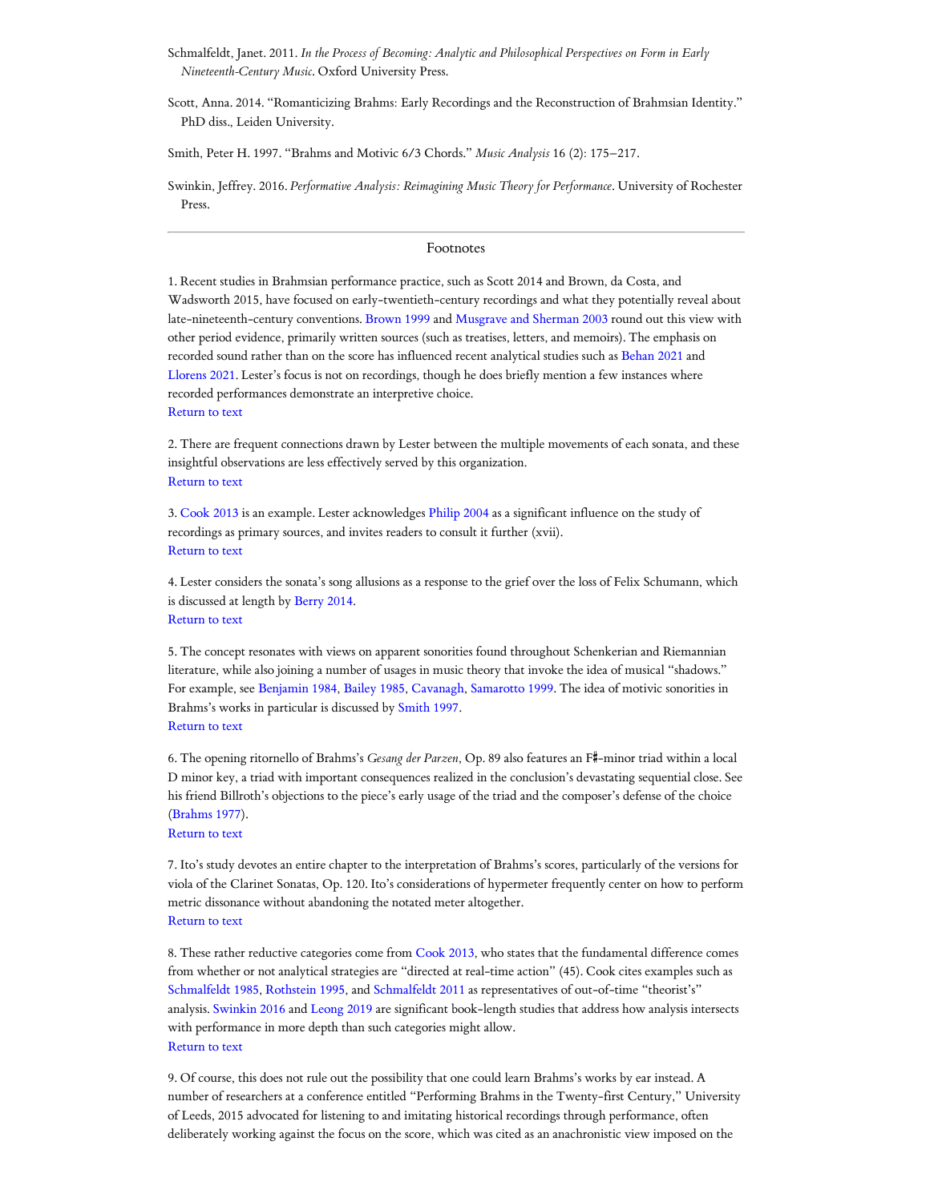Schmalfeldt, Janet. 2011. *In the Process of Becoming: Analytic and Philosophical Perspectives on Form in Early Nineteenth-Century Music*. Oxford University Press.

Scott, Anna. 2014. "Romanticizing Brahms: Early Recordings and the Reconstruction of Brahmsian Identity." PhD diss., Leiden University.

Smith, Peter H. 1997. "Brahms and Motivic 6/3 Chords." *Music Analysis* 16 (2): 175–217.

Swinkin, Jeffrey. 2016. *Performative Analysis: Reimagining Music Theory for Performance*. University of Rochester Press.

---

## Footnotes

1. Recent studies in Brahmsian performance practice, such as Scott 2014 and Brown, da Costa, and Wadsworth 2015, have focused on early-twentieth-century recordings and what they potentially reveal about late-nineteenth-century conventions. Brown 1999 and Musgrave and Sherman 2003 round out this view with other period evidence, primarily written sources (such as treatises, letters, and memoirs). The emphasis on recorded sound rather than on the score has influenced recent analytical studies such as Behan 2021 and Llorens 2021. Lester's focus is not on recordings, though he does briefly mention a few instances where recorded performances demonstrate an interpretive choice.
Return to text

2. There are frequent connections drawn by Lester between the multiple movements of each sonata, and these insightful observations are less effectively served by this organization.
Return to text

3. Cook 2013 is an example. Lester acknowledges Philip 2004 as a significant influence on the study of recordings as primary sources, and invites readers to consult it further (xvii).
Return to text

4. Lester considers the sonata's song allusions as a response to the grief over the loss of Felix Schumann, which is discussed at length by Berry 2014.
Return to text

5. The concept resonates with views on apparent sonorities found throughout Schenkerian and Riemannian literature, while also joining a number of usages in music theory that invoke the idea of musical "shadows." For example, see Benjamin 1984, Bailey 1985, Cavanagh, Samarotto 1999. The idea of motivic sonorities in Brahms's works in particular is discussed by Smith 1997.
Return to text

6. The opening ritornello of Brahms's *Gesang der Parzen*, Op. 89 also features an F♯-minor triad within a local D minor key, a triad with important consequences realized in the conclusion's devastating sequential close. See his friend Billroth's objections to the piece's early usage of the triad and the composer's defense of the choice (Brahms 1977).
Return to text

7. Ito's study devotes an entire chapter to the interpretation of Brahms's scores, particularly of the versions for viola of the Clarinet Sonatas, Op. 120. Ito's considerations of hypermeter frequently center on how to perform metric dissonance without abandoning the notated meter altogether.
Return to text

8. These rather reductive categories come from Cook 2013, who states that the fundamental difference comes from whether or not analytical strategies are "directed at real-time action" (45). Cook cites examples such as Schmalfeldt 1985, Rothstein 1995, and Schmalfeldt 2011 as representatives of out-of-time "theorist's" analysis. Swinkin 2016 and Leong 2019 are significant book-length studies that address how analysis intersects with performance in more depth than such categories might allow.
Return to text

9. Of course, this does not rule out the possibility that one could learn Brahms's works by ear instead. A number of researchers at a conference entitled "Performing Brahms in the Twenty-first Century," University of Leeds, 2015 advocated for listening to and imitating historical recordings through performance, often deliberately working against the focus on the score, which was cited as an anachronistic view imposed on the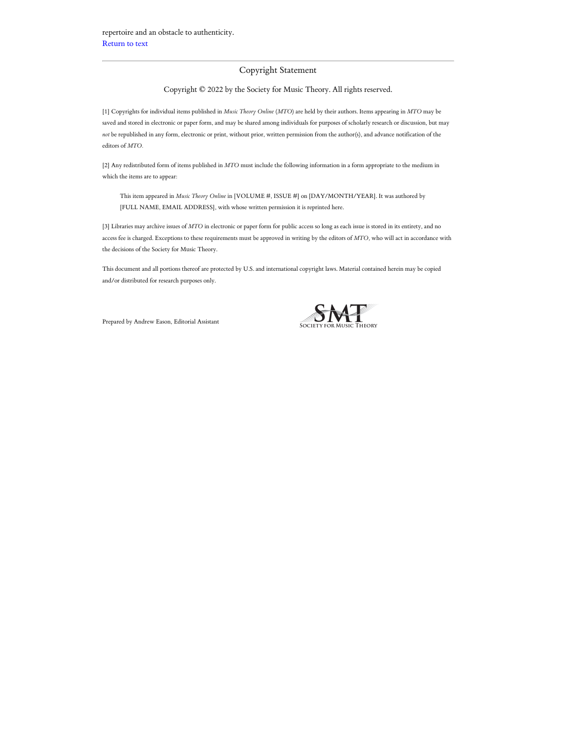repertoire and an obstacle to authenticity.
Return to text

---

## Copyright Statement

Copyright © 2022 by the Society for Music Theory. All rights reserved.

[1] Copyrights for individual items published in *Music Theory Online* (*MTO*) are held by their authors. Items appearing in *MTO* may be saved and stored in electronic or paper form, and may be shared among individuals for purposes of scholarly research or discussion, but may *not* be republished in any form, electronic or print, without prior, written permission from the author(s), and advance notification of the editors of *MTO*.

[2] Any redistributed form of items published in *MTO* must include the following information in a form appropriate to the medium in which the items are to appear:

> This item appeared in *Music Theory Online* in [VOLUME #, ISSUE #] on [DAY/MONTH/YEAR]. It was authored by [FULL NAME, EMAIL ADDRESS], with whose written permission it is reprinted here.

[3] Libraries may archive issues of *MTO* in electronic or paper form for public access so long as each issue is stored in its entirety, and no access fee is charged. Exceptions to these requirements must be approved in writing by the editors of *MTO*, who will act in accordance with the decisions of the Society for Music Theory.

This document and all portions thereof are protected by U.S. and international copyright laws. Material contained herein may be copied and/or distributed for research purposes only.

Prepared by Andrew Eason, Editorial Assistant

SMT
Society for Music Theory